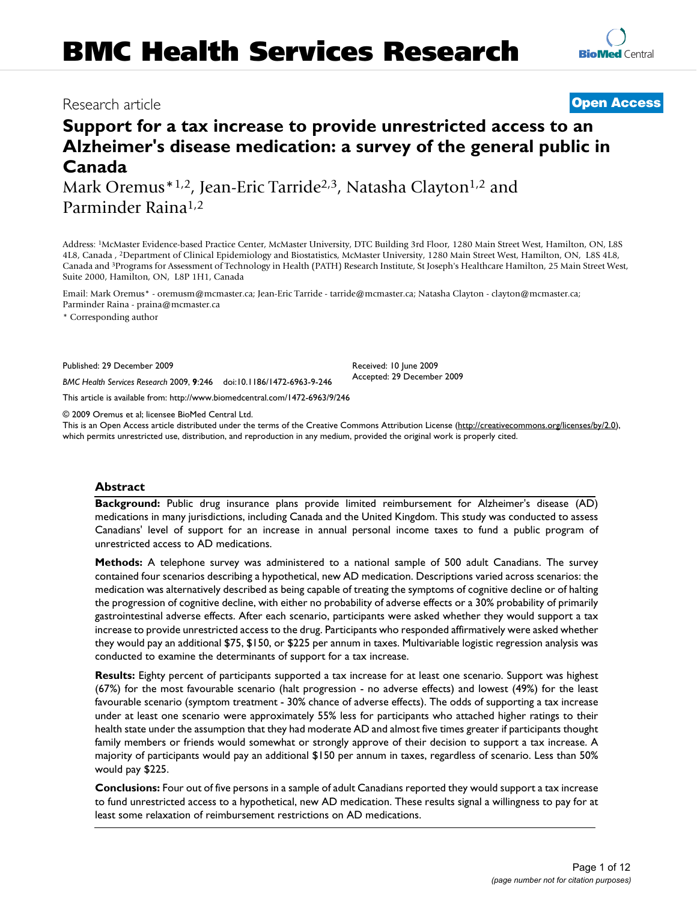# Support for a tax increase to provide unrestricted access to an Alzheimer's disease medication: a survey of the general public in Canada

Research article

**Open Access**

Mark Oremus*[1,2], Jean-Eric Tarride[2,3], Natasha Clayton[1,2] and Parminder Raina[1,2]

Address: [1]McMaster Evidence-based Practice Center, McMaster University, DTC Building 3rd Floor, 1280 Main Street West, Hamilton, ON, L8S 4L8, Canada , [2]Department of Clinical Epidemiology and Biostatistics, McMaster University, 1280 Main Street West, Hamilton, ON, L8S 4L8, Canada and [3]Programs for Assessment of Technology in Health (PATH) Research Institute, St Joseph's Healthcare Hamilton, 25 Main Street West, Suite 2000, Hamilton, ON, L8P 1H1, Canada

Email: Mark Oremus* - oremusm@mcmaster.ca; Jean-Eric Tarride - tarride@mcmaster.ca; Natasha Clayton - clayton@mcmaster.ca; Parminder Raina - praina@mcmaster.ca

\* Corresponding author

Published: 29 December 2009

*BMC Health Services Research* 2009, **9**:246 doi:10.1186/1472-6963-9-246

Received: 10 June 2009
Accepted: 29 December 2009

This article is available from: http://www.biomedcentral.com/1472-6963/9/246

© 2009 Oremus et al; licensee BioMed Central Ltd.
This is an Open Access article distributed under the terms of the Creative Commons Attribution License (http://creativecommons.org/licenses/by/2.0), which permits unrestricted use, distribution, and reproduction in any medium, provided the original work is properly cited.

## Abstract

**Background:** Public drug insurance plans provide limited reimbursement for Alzheimer's disease (AD) medications in many jurisdictions, including Canada and the United Kingdom. This study was conducted to assess Canadians' level of support for an increase in annual personal income taxes to fund a public program of unrestricted access to AD medications.

**Methods:** A telephone survey was administered to a national sample of 500 adult Canadians. The survey contained four scenarios describing a hypothetical, new AD medication. Descriptions varied across scenarios: the medication was alternatively described as being capable of treating the symptoms of cognitive decline or of halting the progression of cognitive decline, with either no probability of adverse effects or a 30% probability of primarily gastrointestinal adverse effects. After each scenario, participants were asked whether they would support a tax increase to provide unrestricted access to the drug. Participants who responded affirmatively were asked whether they would pay an additional $75, $150, or $225 per annum in taxes. Multivariable logistic regression analysis was conducted to examine the determinants of support for a tax increase.

**Results:** Eighty percent of participants supported a tax increase for at least one scenario. Support was highest (67%) for the most favourable scenario (halt progression - no adverse effects) and lowest (49%) for the least favourable scenario (symptom treatment - 30% chance of adverse effects). The odds of supporting a tax increase under at least one scenario were approximately 55% less for participants who attached higher ratings to their health state under the assumption that they had moderate AD and almost five times greater if participants thought family members or friends would somewhat or strongly approve of their decision to support a tax increase. A majority of participants would pay an additional $150 per annum in taxes, regardless of scenario. Less than 50% would pay $225.

**Conclusions:** Four out of five persons in a sample of adult Canadians reported they would support a tax increase to fund unrestricted access to a hypothetical, new AD medication. These results signal a willingness to pay for at least some relaxation of reimbursement restrictions on AD medications.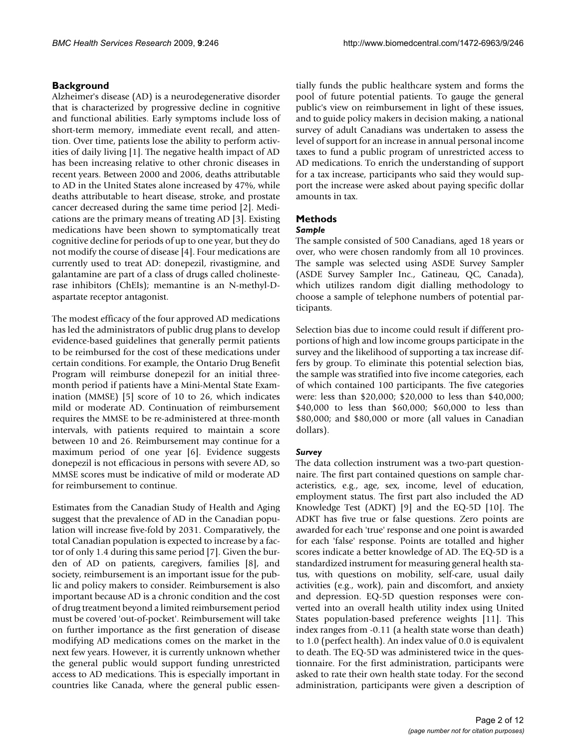## Background

Alzheimer's disease (AD) is a neurodegenerative disorder that is characterized by progressive decline in cognitive and functional abilities. Early symptoms include loss of short-term memory, immediate event recall, and attention. Over time, patients lose the ability to perform activities of daily living [1]. The negative health impact of AD has been increasing relative to other chronic diseases in recent years. Between 2000 and 2006, deaths attributable to AD in the United States alone increased by 47%, while deaths attributable to heart disease, stroke, and prostate cancer decreased during the same time period [2]. Medications are the primary means of treating AD [3]. Existing medications have been shown to symptomatically treat cognitive decline for periods of up to one year, but they do not modify the course of disease [4]. Four medications are currently used to treat AD: donepezil, rivastigmine, and galantamine are part of a class of drugs called cholinesterase inhibitors (ChEIs); memantine is an N-methyl-D-aspartate receptor antagonist.

The modest efficacy of the four approved AD medications has led the administrators of public drug plans to develop evidence-based guidelines that generally permit patients to be reimbursed for the cost of these medications under certain conditions. For example, the Ontario Drug Benefit Program will reimburse donepezil for an initial three-month period if patients have a Mini-Mental State Examination (MMSE) [5] score of 10 to 26, which indicates mild or moderate AD. Continuation of reimbursement requires the MMSE to be re-administered at three-month intervals, with patients required to maintain a score between 10 and 26. Reimbursement may continue for a maximum period of one year [6]. Evidence suggests donepezil is not efficacious in persons with severe AD, so MMSE scores must be indicative of mild or moderate AD for reimbursement to continue.

Estimates from the Canadian Study of Health and Aging suggest that the prevalence of AD in the Canadian population will increase five-fold by 2031. Comparatively, the total Canadian population is expected to increase by a factor of only 1.4 during this same period [7]. Given the burden of AD on patients, caregivers, families [8], and society, reimbursement is an important issue for the public and policy makers to consider. Reimbursement is also important because AD is a chronic condition and the cost of drug treatment beyond a limited reimbursement period must be covered 'out-of-pocket'. Reimbursement will take on further importance as the first generation of disease modifying AD medications comes on the market in the next few years. However, it is currently unknown whether the general public would support funding unrestricted access to AD medications. This is especially important in countries like Canada, where the general public essentially funds the public healthcare system and forms the pool of future potential patients. To gauge the general public's view on reimbursement in light of these issues, and to guide policy makers in decision making, a national survey of adult Canadians was undertaken to assess the level of support for an increase in annual personal income taxes to fund a public program of unrestricted access to AD medications. To enrich the understanding of support for a tax increase, participants who said they would support the increase were asked about paying specific dollar amounts in tax.

## Methods

### *Sample*

The sample consisted of 500 Canadians, aged 18 years or over, who were chosen randomly from all 10 provinces. The sample was selected using ASDE Survey Sampler (ASDE Survey Sampler Inc., Gatineau, QC, Canada), which utilizes random digit dialling methodology to choose a sample of telephone numbers of potential participants.

Selection bias due to income could result if different proportions of high and low income groups participate in the survey and the likelihood of supporting a tax increase differs by group. To eliminate this potential selection bias, the sample was stratified into five income categories, each of which contained 100 participants. The five categories were: less than $20,000; $20,000 to less than $40,000; $40,000 to less than $60,000; $60,000 to less than $80,000; and $80,000 or more (all values in Canadian dollars).

### *Survey*

The data collection instrument was a two-part questionnaire. The first part contained questions on sample characteristics, e.g., age, sex, income, level of education, employment status. The first part also included the AD Knowledge Test (ADKT) [9] and the EQ-5D [10]. The ADKT has five true or false questions. Zero points are awarded for each 'true' response and one point is awarded for each 'false' response. Points are totalled and higher scores indicate a better knowledge of AD. The EQ-5D is a standardized instrument for measuring general health status, with questions on mobility, self-care, usual daily activities (e.g., work), pain and discomfort, and anxiety and depression. EQ-5D question responses were converted into an overall health utility index using United States population-based preference weights [11]. This index ranges from -0.11 (a health state worse than death) to 1.0 (perfect health). An index value of 0.0 is equivalent to death. The EQ-5D was administered twice in the questionnaire. For the first administration, participants were asked to rate their own health state today. For the second administration, participants were given a description of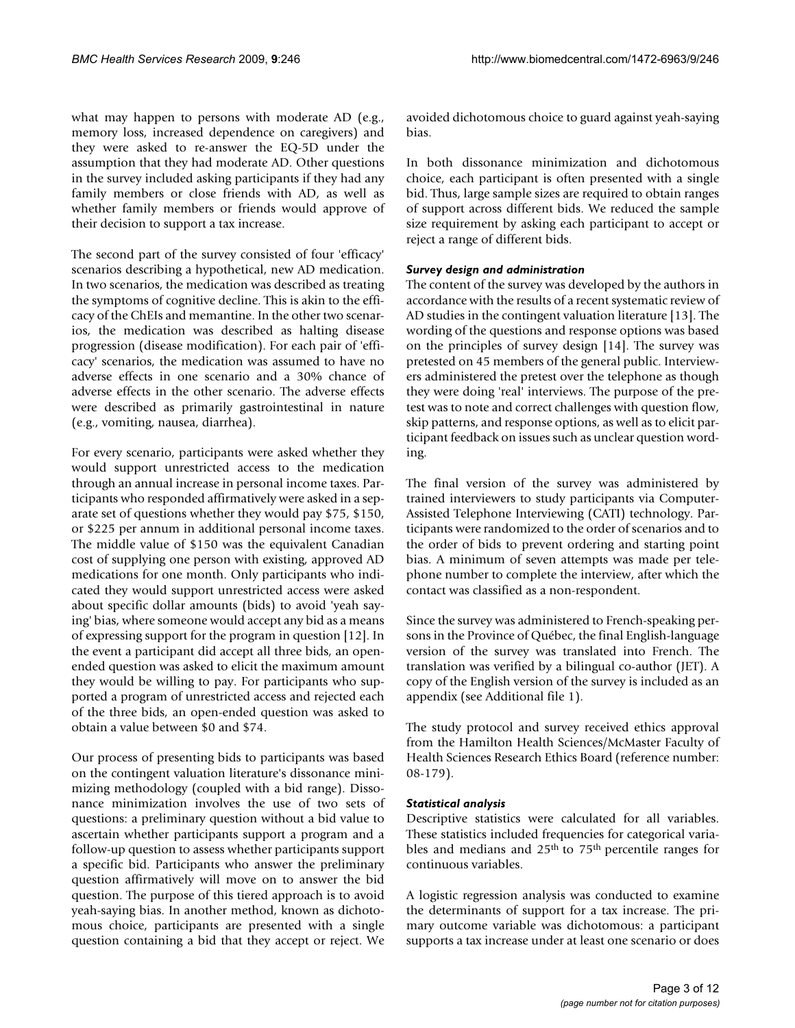what may happen to persons with moderate AD (e.g., memory loss, increased dependence on caregivers) and they were asked to re-answer the EQ-5D under the assumption that they had moderate AD. Other questions in the survey included asking participants if they had any family members or close friends with AD, as well as whether family members or friends would approve of their decision to support a tax increase.

The second part of the survey consisted of four 'efficacy' scenarios describing a hypothetical, new AD medication. In two scenarios, the medication was described as treating the symptoms of cognitive decline. This is akin to the efficacy of the ChEIs and memantine. In the other two scenarios, the medication was described as halting disease progression (disease modification). For each pair of 'efficacy' scenarios, the medication was assumed to have no adverse effects in one scenario and a 30% chance of adverse effects in the other scenario. The adverse effects were described as primarily gastrointestinal in nature (e.g., vomiting, nausea, diarrhea).

For every scenario, participants were asked whether they would support unrestricted access to the medication through an annual increase in personal income taxes. Participants who responded affirmatively were asked in a separate set of questions whether they would pay $75, $150, or $225 per annum in additional personal income taxes. The middle value of $150 was the equivalent Canadian cost of supplying one person with existing, approved AD medications for one month. Only participants who indicated they would support unrestricted access were asked about specific dollar amounts (bids) to avoid 'yeah saying' bias, where someone would accept any bid as a means of expressing support for the program in question [12]. In the event a participant did accept all three bids, an open-ended question was asked to elicit the maximum amount they would be willing to pay. For participants who supported a program of unrestricted access and rejected each of the three bids, an open-ended question was asked to obtain a value between $0 and $74.

Our process of presenting bids to participants was based on the contingent valuation literature's dissonance minimizing methodology (coupled with a bid range). Dissonance minimization involves the use of two sets of questions: a preliminary question without a bid value to ascertain whether participants support a program and a follow-up question to assess whether participants support a specific bid. Participants who answer the preliminary question affirmatively will move on to answer the bid question. The purpose of this tiered approach is to avoid yeah-saying bias. In another method, known as dichotomous choice, participants are presented with a single question containing a bid that they accept or reject. We avoided dichotomous choice to guard against yeah-saying bias.

In both dissonance minimization and dichotomous choice, each participant is often presented with a single bid. Thus, large sample sizes are required to obtain ranges of support across different bids. We reduced the sample size requirement by asking each participant to accept or reject a range of different bids.

### *Survey design and administration*

The content of the survey was developed by the authors in accordance with the results of a recent systematic review of AD studies in the contingent valuation literature [13]. The wording of the questions and response options was based on the principles of survey design [14]. The survey was pretested on 45 members of the general public. Interviewers administered the pretest over the telephone as though they were doing 'real' interviews. The purpose of the pretest was to note and correct challenges with question flow, skip patterns, and response options, as well as to elicit participant feedback on issues such as unclear question wording.

The final version of the survey was administered by trained interviewers to study participants via Computer-Assisted Telephone Interviewing (CATI) technology. Participants were randomized to the order of scenarios and to the order of bids to prevent ordering and starting point bias. A minimum of seven attempts was made per telephone number to complete the interview, after which the contact was classified as a non-respondent.

Since the survey was administered to French-speaking persons in the Province of Québec, the final English-language version of the survey was translated into French. The translation was verified by a bilingual co-author (JET). A copy of the English version of the survey is included as an appendix (see Additional file 1).

The study protocol and survey received ethics approval from the Hamilton Health Sciences/McMaster Faculty of Health Sciences Research Ethics Board (reference number: 08-179).

### *Statistical analysis*

Descriptive statistics were calculated for all variables. These statistics included frequencies for categorical variables and medians and 25th to 75th percentile ranges for continuous variables.

A logistic regression analysis was conducted to examine the determinants of support for a tax increase. The primary outcome variable was dichotomous: a participant supports a tax increase under at least one scenario or does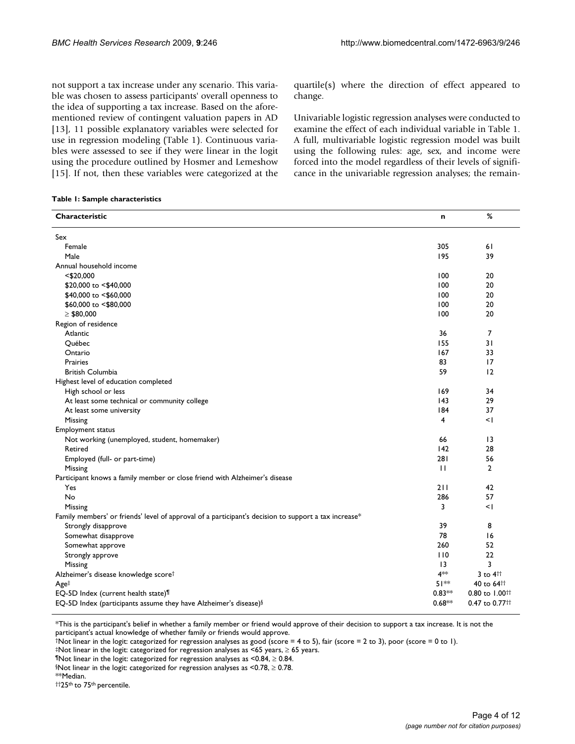not support a tax increase under any scenario. This variable was chosen to assess participants' overall openness to the idea of supporting a tax increase. Based on the aforementioned review of contingent valuation papers in AD [13], 11 possible explanatory variables were selected for use in regression modeling (Table 1). Continuous variables were assessed to see if they were linear in the logit using the procedure outlined by Hosmer and Lemeshow [15]. If not, then these variables were categorized at the quartile(s) where the direction of effect appeared to change.

Univariable logistic regression analyses were conducted to examine the effect of each individual variable in Table 1. A full, multivariable logistic regression model was built using the following rules: age, sex, and income were forced into the model regardless of their levels of significance in the univariable regression analyses; the remain-

**Table 1: Sample characteristics**

| Characteristic | n | % |
|---|---|---|
| Sex | | |
| Female | 305 | 61 |
| Male | 195 | 39 |
| Annual household income | | |
| <$20,000 | 100 | 20 |
| $20,000 to <$40,000 | 100 | 20 |
| $40,000 to <$60,000 | 100 | 20 |
| $60,000 to <$80,000 | 100 | 20 |
| ≥ $80,000 | 100 | 20 |
| Region of residence | | |
| Atlantic | 36 | 7 |
| Québec | 155 | 31 |
| Ontario | 167 | 33 |
| Prairies | 83 | 17 |
| British Columbia | 59 | 12 |
| Highest level of education completed | | |
| High school or less | 169 | 34 |
| At least some technical or community college | 143 | 29 |
| At least some university | 184 | 37 |
| Missing | 4 | <1 |
| Employment status | | |
| Not working (unemployed, student, homemaker) | 66 | 13 |
| Retired | 142 | 28 |
| Employed (full- or part-time) | 281 | 56 |
| Missing | 11 | 2 |
| Participant knows a family member or close friend with Alzheimer's disease | | |
| Yes | 211 | 42 |
| No | 286 | 57 |
| Missing | 3 | <1 |
| Family members' or friends' level of approval of a participant's decision to support a tax increase* | | |
| Strongly disapprove | 39 | 8 |
| Somewhat disapprove | 78 | 16 |
| Somewhat approve | 260 | 52 |
| Strongly approve | 110 | 22 |
| Missing | 13 | 3 |
| Alzheimer's disease knowledge score† | 4** | 3 to 4†† |
| Age‡ | 51** | 40 to 64†† |
| EQ-5D Index (current health state)¶ | 0.83** | 0.80 to 1.00†† |
| EQ-5D Index (participants assume they have Alzheimer's disease)§ | 0.68** | 0.47 to 0.77†† |

*This is the participant's belief in whether a family member or friend would approve of their decision to support a tax increase. It is not the participant's actual knowledge of whether family or friends would approve.
†Not linear in the logit: categorized for regression analyses as good (score = 4 to 5), fair (score = 2 to 3), poor (score = 0 to 1).
‡Not linear in the logit: categorized for regression analyses as <65 years, ≥ 65 years.
¶Not linear in the logit: categorized for regression analyses as <0.84, ≥ 0.84.
§Not linear in the logit: categorized for regression analyses as <0.78, ≥ 0.78.
**Median.
††25th to 75th percentile.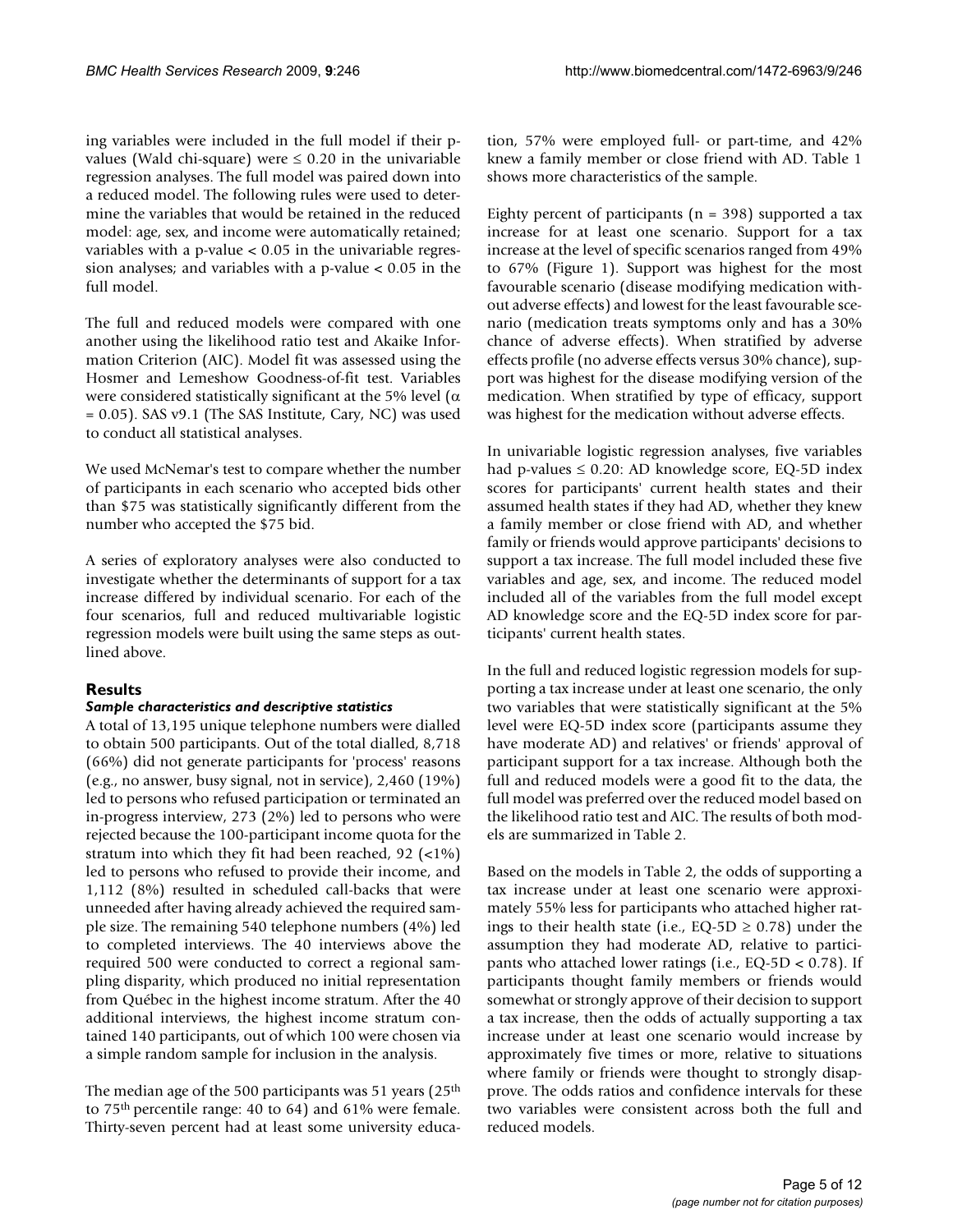ing variables were included in the full model if their p-values (Wald chi-square) were ≤ 0.20 in the univariable regression analyses. The full model was paired down into a reduced model. The following rules were used to determine the variables that would be retained in the reduced model: age, sex, and income were automatically retained; variables with a p-value < 0.05 in the univariable regression analyses; and variables with a p-value < 0.05 in the full model.

The full and reduced models were compared with one another using the likelihood ratio test and Akaike Information Criterion (AIC). Model fit was assessed using the Hosmer and Lemeshow Goodness-of-fit test. Variables were considered statistically significant at the 5% level ($\alpha = 0.05$). SAS v9.1 (The SAS Institute, Cary, NC) was used to conduct all statistical analyses.

We used McNemar's test to compare whether the number of participants in each scenario who accepted bids other than $75 was statistically significantly different from the number who accepted the $75 bid.

A series of exploratory analyses were also conducted to investigate whether the determinants of support for a tax increase differed by individual scenario. For each of the four scenarios, full and reduced multivariable logistic regression models were built using the same steps as outlined above.

## Results

### *Sample characteristics and descriptive statistics*

A total of 13,195 unique telephone numbers were dialled to obtain 500 participants. Out of the total dialled, 8,718 (66%) did not generate participants for 'process' reasons (e.g., no answer, busy signal, not in service), 2,460 (19%) led to persons who refused participation or terminated an in-progress interview, 273 (2%) led to persons who were rejected because the 100-participant income quota for the stratum into which they fit had been reached, 92 (<1%) led to persons who refused to provide their income, and 1,112 (8%) resulted in scheduled call-backs that were unneeded after having already achieved the required sample size. The remaining 540 telephone numbers (4%) led to completed interviews. The 40 interviews above the required 500 were conducted to correct a regional sampling disparity, which produced no initial representation from Québec in the highest income stratum. After the 40 additional interviews, the highest income stratum contained 140 participants, out of which 100 were chosen via a simple random sample for inclusion in the analysis.

The median age of the 500 participants was 51 years (25th to 75th percentile range: 40 to 64) and 61% were female. Thirty-seven percent had at least some university education, 57% were employed full- or part-time, and 42% knew a family member or close friend with AD. Table 1 shows more characteristics of the sample.

Eighty percent of participants (n = 398) supported a tax increase for at least one scenario. Support for a tax increase at the level of specific scenarios ranged from 49% to 67% (Figure 1). Support was highest for the most favourable scenario (disease modifying medication without adverse effects) and lowest for the least favourable scenario (medication treats symptoms only and has a 30% chance of adverse effects). When stratified by adverse effects profile (no adverse effects versus 30% chance), support was highest for the disease modifying version of the medication. When stratified by type of efficacy, support was highest for the medication without adverse effects.

In univariable logistic regression analyses, five variables had p-values ≤ 0.20: AD knowledge score, EQ-5D index scores for participants' current health states and their assumed health states if they had AD, whether they knew a family member or close friend with AD, and whether family or friends would approve participants' decisions to support a tax increase. The full model included these five variables and age, sex, and income. The reduced model included all of the variables from the full model except AD knowledge score and the EQ-5D index score for participants' current health states.

In the full and reduced logistic regression models for supporting a tax increase under at least one scenario, the only two variables that were statistically significant at the 5% level were EQ-5D index score (participants assume they have moderate AD) and relatives' or friends' approval of participant support for a tax increase. Although both the full and reduced models were a good fit to the data, the full model was preferred over the reduced model based on the likelihood ratio test and AIC. The results of both models are summarized in Table 2.

Based on the models in Table 2, the odds of supporting a tax increase under at least one scenario were approximately 55% less for participants who attached higher ratings to their health state (i.e., EQ-5D ≥ 0.78) under the assumption they had moderate AD, relative to participants who attached lower ratings (i.e., EQ-5D < 0.78). If participants thought family members or friends would somewhat or strongly approve of their decision to support a tax increase, then the odds of actually supporting a tax increase under at least one scenario would increase by approximately five times or more, relative to situations where family or friends were thought to strongly disapprove. The odds ratios and confidence intervals for these two variables were consistent across both the full and reduced models.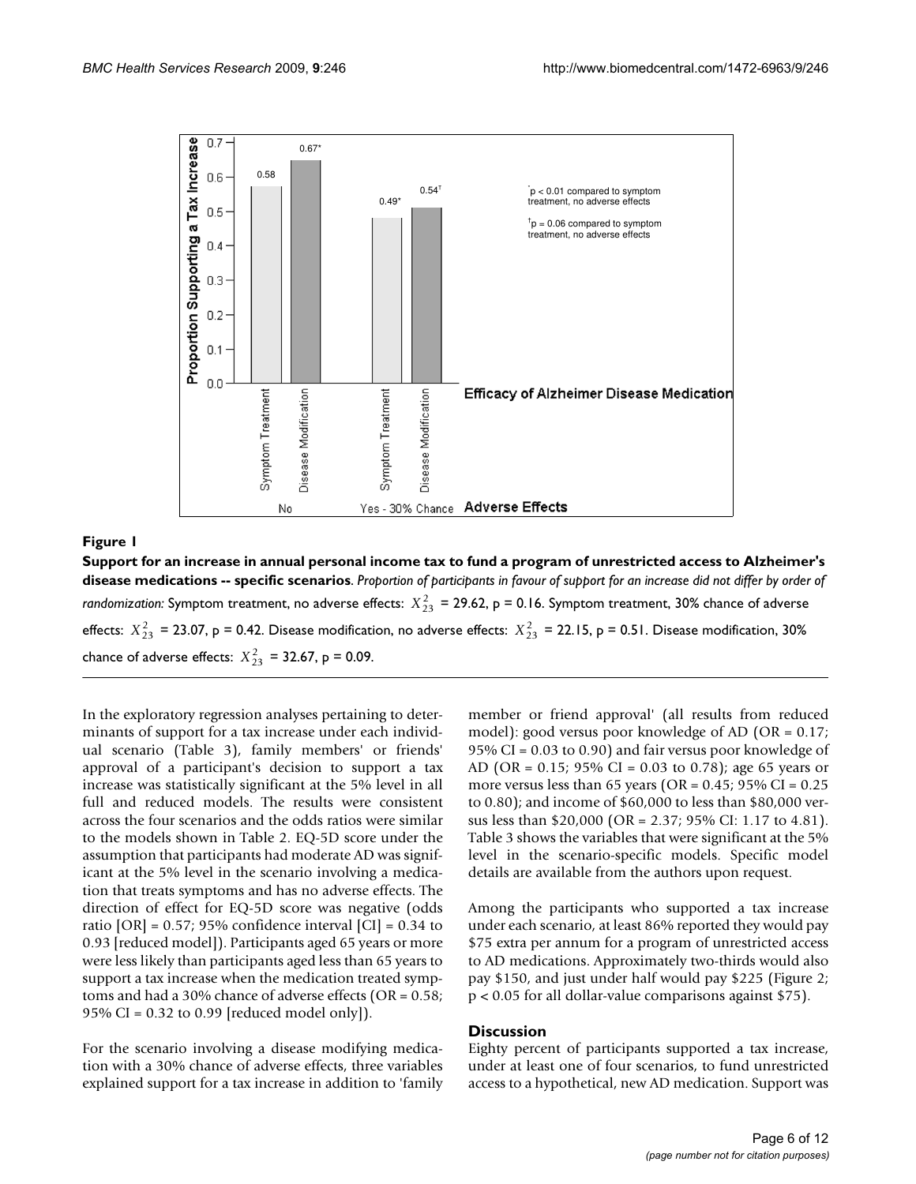**Figure 1**

**Support for an increase in annual personal income tax to fund a program of unrestricted access to Alzheimer's disease medications -- specific scenarios**. *Proportion of participants in favour of support for an increase did not differ by order of randomization:* Symptom treatment, no adverse effects: $X^2_{23}$ = 29.62, p = 0.16. Symptom treatment, 30% chance of adverse effects: $X^2_{23}$ = 23.07, p = 0.42. Disease modification, no adverse effects: $X^2_{23}$ = 22.15, p = 0.51. Disease modification, 30% chance of adverse effects: $X^2_{23}$ = 32.67, p = 0.09.

In the exploratory regression analyses pertaining to determinants of support for a tax increase under each individual scenario (Table 3), family members' or friends' approval of a participant's decision to support a tax increase was statistically significant at the 5% level in all full and reduced models. The results were consistent across the four scenarios and the odds ratios were similar to the models shown in Table 2. EQ-5D score under the assumption that participants had moderate AD was significant at the 5% level in the scenario involving a medication that treats symptoms and has no adverse effects. The direction of effect for EQ-5D score was negative (odds ratio [OR] = 0.57; 95% confidence interval [CI] = 0.34 to 0.93 [reduced model]). Participants aged 65 years or more were less likely than participants aged less than 65 years to support a tax increase when the medication treated symptoms and had a 30% chance of adverse effects (OR = 0.58; 95% CI = 0.32 to 0.99 [reduced model only]).

For the scenario involving a disease modifying medication with a 30% chance of adverse effects, three variables explained support for a tax increase in addition to 'family member or friend approval' (all results from reduced model): good versus poor knowledge of AD (OR = 0.17; 95% CI = 0.03 to 0.90) and fair versus poor knowledge of AD (OR = 0.15; 95% CI = 0.03 to 0.78); age 65 years or more versus less than 65 years (OR = 0.45; 95% CI = 0.25 to 0.80); and income of $60,000 to less than $80,000 versus less than $20,000 (OR = 2.37; 95% CI: 1.17 to 4.81). Table 3 shows the variables that were significant at the 5% level in the scenario-specific models. Specific model details are available from the authors upon request.

Among the participants who supported a tax increase under each scenario, at least 86% reported they would pay $75 extra per annum for a program of unrestricted access to AD medications. Approximately two-thirds would also pay $150, and just under half would pay $225 (Figure 2; $p < 0.05$ for all dollar-value comparisons against $75).

## Discussion

Eighty percent of participants supported a tax increase, under at least one of four scenarios, to fund unrestricted access to a hypothetical, new AD medication. Support was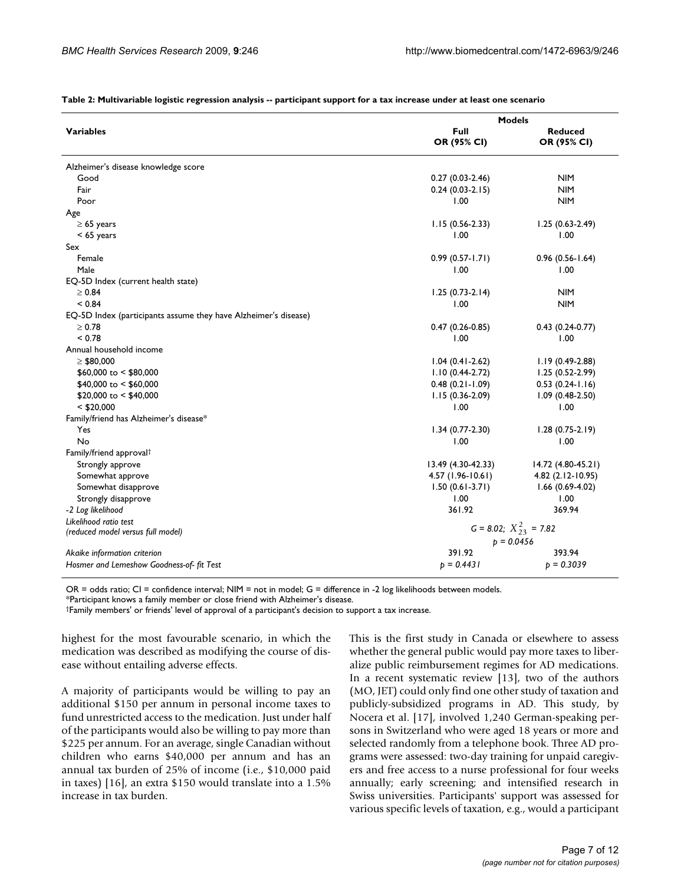**Table 2: Multivariable logistic regression analysis -- participant support for a tax increase under at least one scenario**

| Variables | Models | |
|---|---|---|
| | Full OR (95% CI) | Reduced OR (95% CI) |
| Alzheimer's disease knowledge score | | |
| Good | 0.27 (0.03-2.46) | NIM |
| Fair | 0.24 (0.03-2.15) | NIM |
| Poor | 1.00 | NIM |
| Age | | |
| ≥ 65 years | 1.15 (0.56-2.33) | 1.25 (0.63-2.49) |
| < 65 years | 1.00 | 1.00 |
| Sex | | |
| Female | 0.99 (0.57-1.71) | 0.96 (0.56-1.64) |
| Male | 1.00 | 1.00 |
| EQ-5D Index (current health state) | | |
| ≥ 0.84 | 1.25 (0.73-2.14) | NIM |
| < 0.84 | 1.00 | NIM |
| EQ-5D Index (participants assume they have Alzheimer's disease) | | |
| ≥ 0.78 | 0.47 (0.26-0.85) | 0.43 (0.24-0.77) |
| < 0.78 | 1.00 | 1.00 |
| Annual household income | | |
| ≥ $80,000 | 1.04 (0.41-2.62) | 1.19 (0.49-2.88) |
| $60,000 to < $80,000 | 1.10 (0.44-2.72) | 1.25 (0.52-2.99) |
| $40,000 to < $60,000 | 0.48 (0.21-1.09) | 0.53 (0.24-1.16) |
| $20,000 to < $40,000 | 1.15 (0.36-2.09) | 1.09 (0.48-2.50) |
| < $20,000 | 1.00 | 1.00 |
| Family/friend has Alzheimer's disease* | | |
| Yes | 1.34 (0.77-2.30) | 1.28 (0.75-2.19) |
| No | 1.00 | 1.00 |
| Family/friend approval† | | |
| Strongly approve | 13.49 (4.30-42.33) | 14.72 (4.80-45.21) |
| Somewhat approve | 4.57 (1.96-10.61) | 4.82 (2.12-10.95) |
| Somewhat disapprove | 1.50 (0.61-3.71) | 1.66 (0.69-4.02) |
| Strongly disapprove | 1.00 | 1.00 |
| *-2 Log likelihood* | 361.92 | 369.94 |
| *Likelihood ratio test (reduced model versus full model)* | *G = 8.02; $X^2_{23}$ = 7.82* *p = 0.0456* | |
| *Akaike information criterion* | 391.92 | 393.94 |
| *Hosmer and Lemeshow Goodness-of- fit Test* | *p = 0.4431* | *p = 0.3039* |

OR = odds ratio; CI = confidence interval; NIM = not in model; G = difference in -2 log likelihoods between models.
*Participant knows a family member or close friend with Alzheimer's disease.
†Family members' or friends' level of approval of a participant's decision to support a tax increase.

highest for the most favourable scenario, in which the medication was described as modifying the course of disease without entailing adverse effects.

A majority of participants would be willing to pay an additional $150 per annum in personal income taxes to fund unrestricted access to the medication. Just under half of the participants would also be willing to pay more than $225 per annum. For an average, single Canadian without children who earns $40,000 per annum and has an annual tax burden of 25% of income (i.e., $10,000 paid in taxes) [16], an extra $150 would translate into a 1.5% increase in tax burden.

This is the first study in Canada or elsewhere to assess whether the general public would pay more taxes to liberalize public reimbursement regimes for AD medications. In a recent systematic review [13], two of the authors (MO, JET) could only find one other study of taxation and publicly-subsidized programs in AD. This study, by Nocera et al. [17], involved 1,240 German-speaking persons in Switzerland who were aged 18 years or more and selected randomly from a telephone book. Three AD programs were assessed: two-day training for unpaid caregivers and free access to a nurse professional for four weeks annually; early screening; and intensified research in Swiss universities. Participants' support was assessed for various specific levels of taxation, e.g., would a participant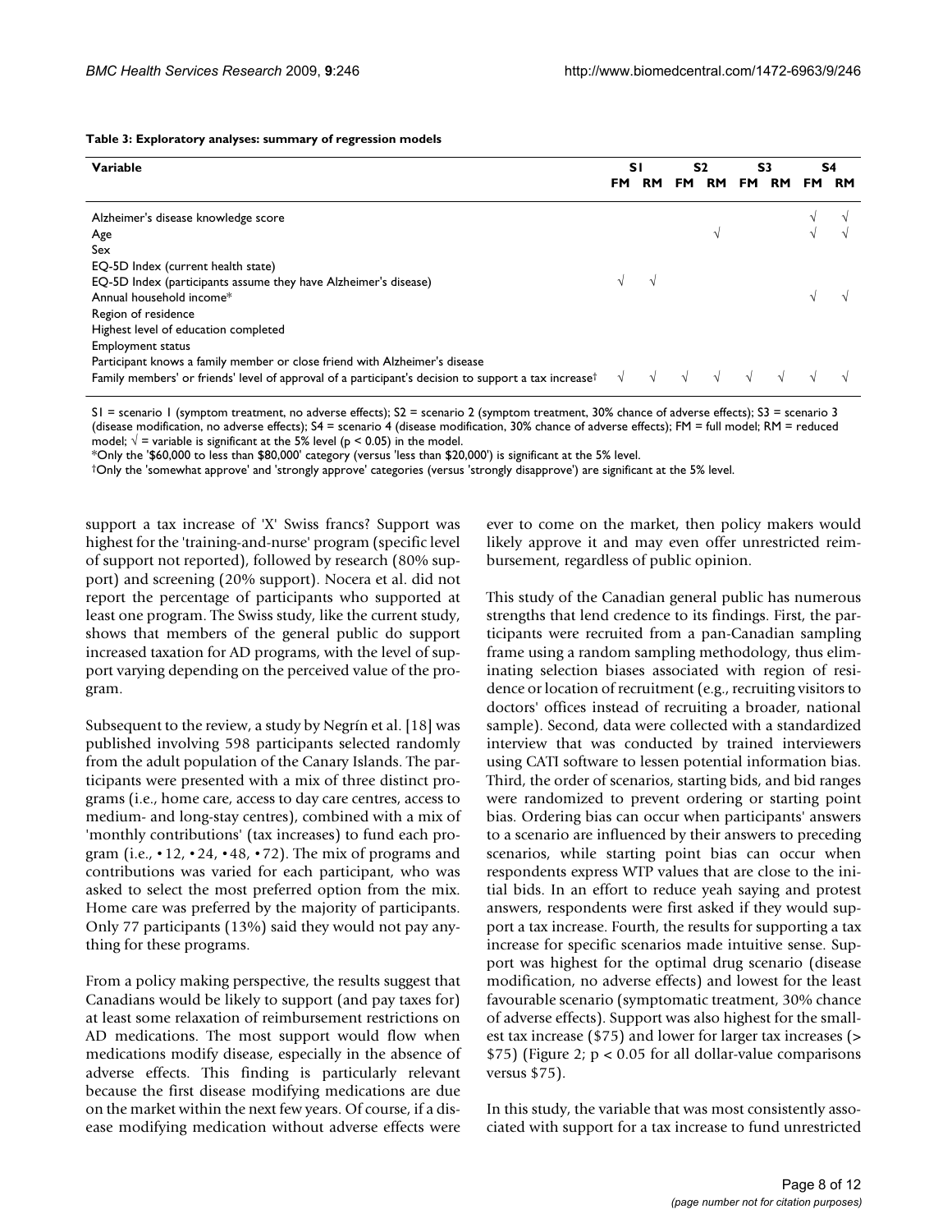**Table 3: Exploratory analyses: summary of regression models**

| Variable | S1 | | S2 | | S3 | | S4 | |
|---|---|---|---|---|---|---|---|---|
| | FM | RM | FM | RM | FM | RM | FM | RM |
| Alzheimer's disease knowledge score | | | | | | | √ | √ |
| Age | | | | √ | | | √ | √ |
| Sex | | | | | | | | |
| EQ-5D Index (current health state) | | | | | | | | |
| EQ-5D Index (participants assume they have Alzheimer's disease) | √ | √ | | | | | | |
| Annual household income* | | | | | | | √ | √ |
| Region of residence | | | | | | | | |
| Highest level of education completed | | | | | | | | |
| Employment status | | | | | | | | |
| Participant knows a family member or close friend with Alzheimer's disease | | | | | | | | |
| Family members' or friends' level of approval of a participant's decision to support a tax increase† | √ | √ | √ | √ | √ | √ | √ | √ |

S1 = scenario 1 (symptom treatment, no adverse effects); S2 = scenario 2 (symptom treatment, 30% chance of adverse effects); S3 = scenario 3 (disease modification, no adverse effects); S4 = scenario 4 (disease modification, 30% chance of adverse effects); FM = full model; RM = reduced model; √ = variable is significant at the 5% level ($p < 0.05$) in the model.

*Only the '$60,000 to less than $80,000' category (versus 'less than $20,000') is significant at the 5% level.

†Only the 'somewhat approve' and 'strongly approve' categories (versus 'strongly disapprove') are significant at the 5% level.

support a tax increase of 'X' Swiss francs? Support was highest for the 'training-and-nurse' program (specific level of support not reported), followed by research (80% support) and screening (20% support). Nocera et al. did not report the percentage of participants who supported at least one program. The Swiss study, like the current study, shows that members of the general public do support increased taxation for AD programs, with the level of support varying depending on the perceived value of the program.

Subsequent to the review, a study by Negrín et al. [18] was published involving 598 participants selected randomly from the adult population of the Canary Islands. The participants were presented with a mix of three distinct programs (i.e., home care, access to day care centres, access to medium- and long-stay centres), combined with a mix of 'monthly contributions' (tax increases) to fund each program (i.e., •12, •24, •48, •72). The mix of programs and contributions was varied for each participant, who was asked to select the most preferred option from the mix. Home care was preferred by the majority of participants. Only 77 participants (13%) said they would not pay anything for these programs.

From a policy making perspective, the results suggest that Canadians would be likely to support (and pay taxes for) at least some relaxation of reimbursement restrictions on AD medications. The most support would flow when medications modify disease, especially in the absence of adverse effects. This finding is particularly relevant because the first disease modifying medications are due on the market within the next few years. Of course, if a disease modifying medication without adverse effects were ever to come on the market, then policy makers would likely approve it and may even offer unrestricted reimbursement, regardless of public opinion.

This study of the Canadian general public has numerous strengths that lend credence to its findings. First, the participants were recruited from a pan-Canadian sampling frame using a random sampling methodology, thus eliminating selection biases associated with region of residence or location of recruitment (e.g., recruiting visitors to doctors' offices instead of recruiting a broader, national sample). Second, data were collected with a standardized interview that was conducted by trained interviewers using CATI software to lessen potential information bias. Third, the order of scenarios, starting bids, and bid ranges were randomized to prevent ordering or starting point bias. Ordering bias can occur when participants' answers to a scenario are influenced by their answers to preceding scenarios, while starting point bias can occur when respondents express WTP values that are close to the initial bids. In an effort to reduce yeah saying and protest answers, respondents were first asked if they would support a tax increase. Fourth, the results for supporting a tax increase for specific scenarios made intuitive sense. Support was highest for the optimal drug scenario (disease modification, no adverse effects) and lowest for the least favourable scenario (symptomatic treatment, 30% chance of adverse effects). Support was also highest for the smallest tax increase ($75) and lower for larger tax increases (> $75) (Figure 2; $p < 0.05$ for all dollar-value comparisons versus $75).

In this study, the variable that was most consistently associated with support for a tax increase to fund unrestricted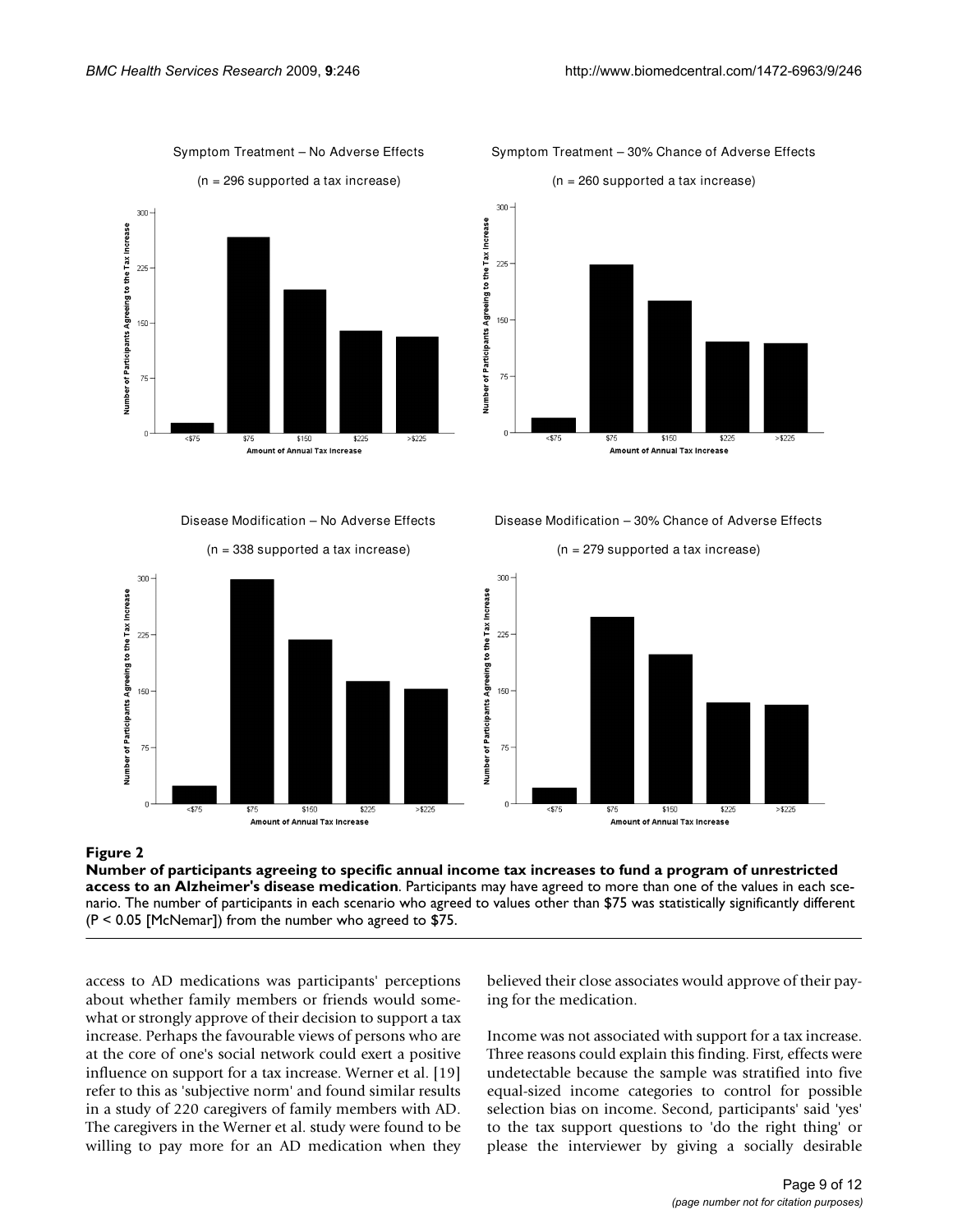**Figure 2**

**Number of participants agreeing to specific annual income tax increases to fund a program of unrestricted access to an Alzheimer's disease medication**. Participants may have agreed to more than one of the values in each scenario. The number of participants in each scenario who agreed to values other than $75 was statistically significantly different ($P < 0.05$ [McNemar]) from the number who agreed to $75.

access to AD medications was participants' perceptions about whether family members or friends would somewhat or strongly approve of their decision to support a tax increase. Perhaps the favourable views of persons who are at the core of one's social network could exert a positive influence on support for a tax increase. Werner et al. [19] refer to this as 'subjective norm' and found similar results in a study of 220 caregivers of family members with AD. The caregivers in the Werner et al. study were found to be willing to pay more for an AD medication when they believed their close associates would approve of their paying for the medication.

Income was not associated with support for a tax increase. Three reasons could explain this finding. First, effects were undetectable because the sample was stratified into five equal-sized income categories to control for possible selection bias on income. Second, participants' said 'yes' to the tax support questions to 'do the right thing' or please the interviewer by giving a socially desirable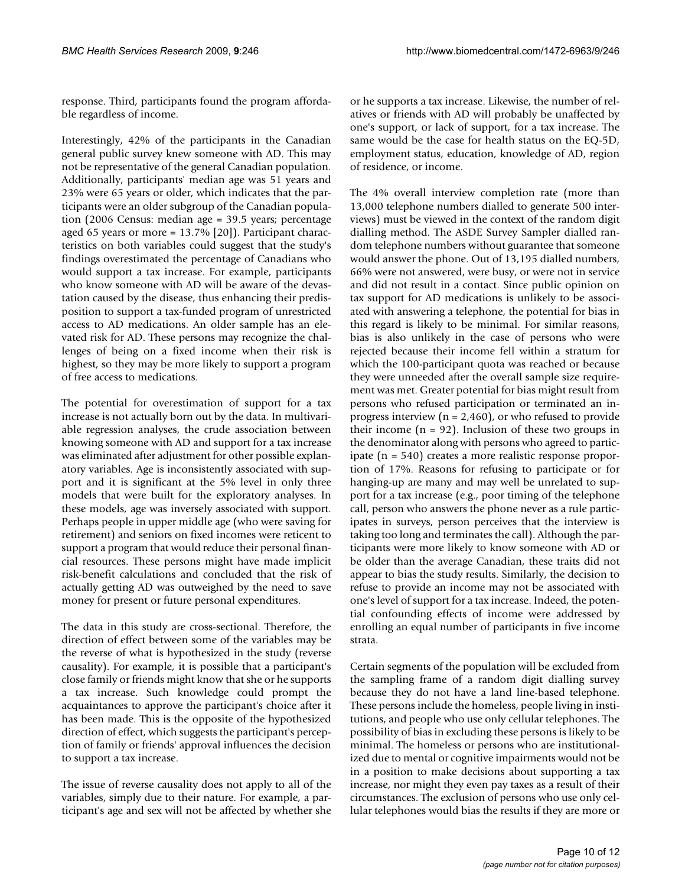response. Third, participants found the program affordable regardless of income.

Interestingly, 42% of the participants in the Canadian general public survey knew someone with AD. This may not be representative of the general Canadian population. Additionally, participants' median age was 51 years and 23% were 65 years or older, which indicates that the participants were an older subgroup of the Canadian population (2006 Census: median age = 39.5 years; percentage aged 65 years or more = 13.7% [20]). Participant characteristics on both variables could suggest that the study's findings overestimated the percentage of Canadians who would support a tax increase. For example, participants who know someone with AD will be aware of the devastation caused by the disease, thus enhancing their predisposition to support a tax-funded program of unrestricted access to AD medications. An older sample has an elevated risk for AD. These persons may recognize the challenges of being on a fixed income when their risk is highest, so they may be more likely to support a program of free access to medications.

The potential for overestimation of support for a tax increase is not actually born out by the data. In multivariable regression analyses, the crude association between knowing someone with AD and support for a tax increase was eliminated after adjustment for other possible explanatory variables. Age is inconsistently associated with support and it is significant at the 5% level in only three models that were built for the exploratory analyses. In these models, age was inversely associated with support. Perhaps people in upper middle age (who were saving for retirement) and seniors on fixed incomes were reticent to support a program that would reduce their personal financial resources. These persons might have made implicit risk-benefit calculations and concluded that the risk of actually getting AD was outweighed by the need to save money for present or future personal expenditures.

The data in this study are cross-sectional. Therefore, the direction of effect between some of the variables may be the reverse of what is hypothesized in the study (reverse causality). For example, it is possible that a participant's close family or friends might know that she or he supports a tax increase. Such knowledge could prompt the acquaintances to approve the participant's choice after it has been made. This is the opposite of the hypothesized direction of effect, which suggests the participant's perception of family or friends' approval influences the decision to support a tax increase.

The issue of reverse causality does not apply to all of the variables, simply due to their nature. For example, a participant's age and sex will not be affected by whether she or he supports a tax increase. Likewise, the number of relatives or friends with AD will probably be unaffected by one's support, or lack of support, for a tax increase. The same would be the case for health status on the EQ-5D, employment status, education, knowledge of AD, region of residence, or income.

The 4% overall interview completion rate (more than 13,000 telephone numbers dialled to generate 500 interviews) must be viewed in the context of the random digit dialling method. The ASDE Survey Sampler dialled random telephone numbers without guarantee that someone would answer the phone. Out of 13,195 dialled numbers, 66% were not answered, were busy, or were not in service and did not result in a contact. Since public opinion on tax support for AD medications is unlikely to be associated with answering a telephone, the potential for bias in this regard is likely to be minimal. For similar reasons, bias is also unlikely in the case of persons who were rejected because their income fell within a stratum for which the 100-participant quota was reached or because they were unneeded after the overall sample size requirement was met. Greater potential for bias might result from persons who refused participation or terminated an in-progress interview (n = 2,460), or who refused to provide their income (n = 92). Inclusion of these two groups in the denominator along with persons who agreed to participate (n = 540) creates a more realistic response proportion of 17%. Reasons for refusing to participate or for hanging-up are many and may well be unrelated to support for a tax increase (e.g., poor timing of the telephone call, person who answers the phone never as a rule participates in surveys, person perceives that the interview is taking too long and terminates the call). Although the participants were more likely to know someone with AD or be older than the average Canadian, these traits did not appear to bias the study results. Similarly, the decision to refuse to provide an income may not be associated with one's level of support for a tax increase. Indeed, the potential confounding effects of income were addressed by enrolling an equal number of participants in five income strata.

Certain segments of the population will be excluded from the sampling frame of a random digit dialling survey because they do not have a land line-based telephone. These persons include the homeless, people living in institutions, and people who use only cellular telephones. The possibility of bias in excluding these persons is likely to be minimal. The homeless or persons who are institutionalized due to mental or cognitive impairments would not be in a position to make decisions about supporting a tax increase, nor might they even pay taxes as a result of their circumstances. The exclusion of persons who use only cellular telephones would bias the results if they are more or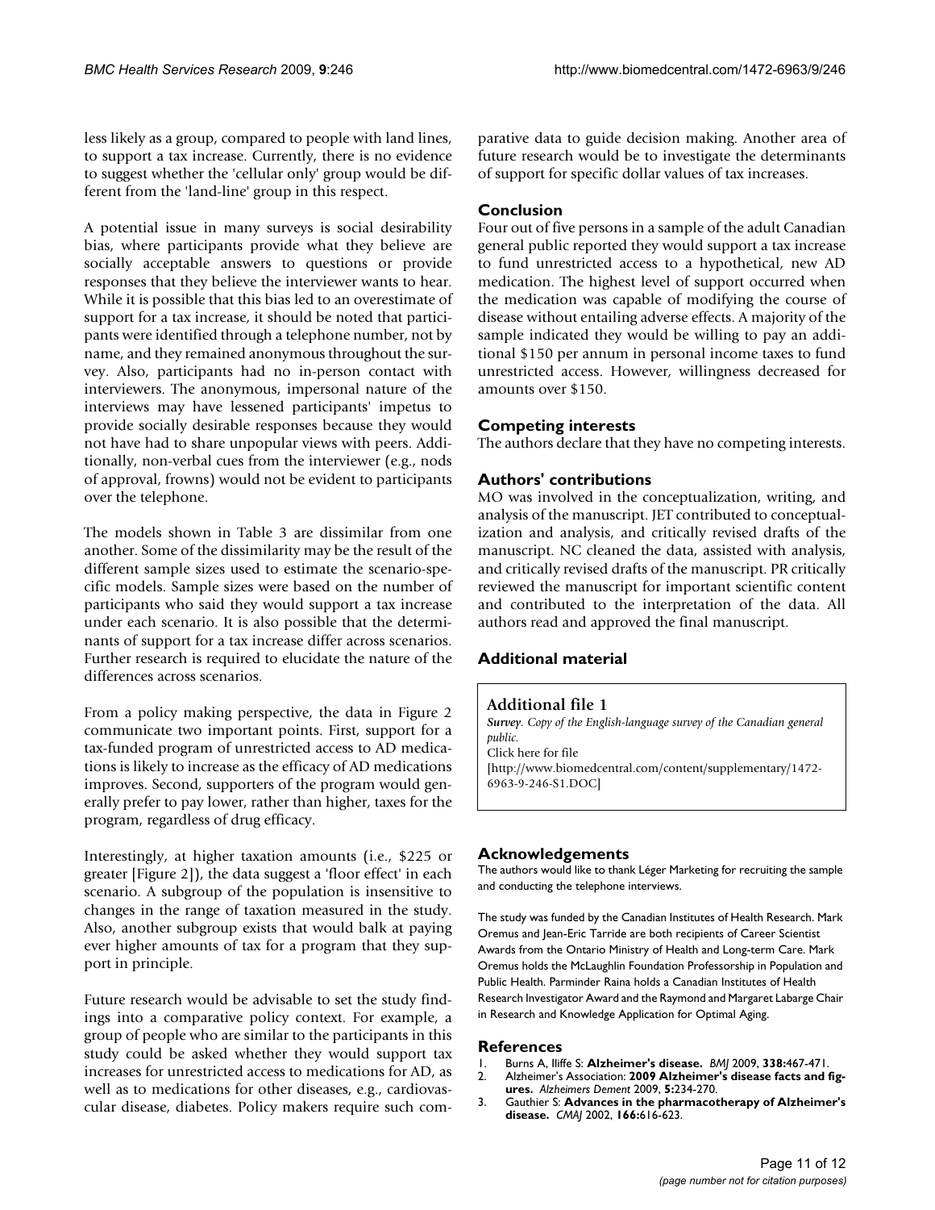less likely as a group, compared to people with land lines, to support a tax increase. Currently, there is no evidence to suggest whether the 'cellular only' group would be different from the 'land-line' group in this respect.

A potential issue in many surveys is social desirability bias, where participants provide what they believe are socially acceptable answers to questions or provide responses that they believe the interviewer wants to hear. While it is possible that this bias led to an overestimate of support for a tax increase, it should be noted that participants were identified through a telephone number, not by name, and they remained anonymous throughout the survey. Also, participants had no in-person contact with interviewers. The anonymous, impersonal nature of the interviews may have lessened participants' impetus to provide socially desirable responses because they would not have had to share unpopular views with peers. Additionally, non-verbal cues from the interviewer (e.g., nods of approval, frowns) would not be evident to participants over the telephone.

The models shown in Table 3 are dissimilar from one another. Some of the dissimilarity may be the result of the different sample sizes used to estimate the scenario-specific models. Sample sizes were based on the number of participants who said they would support a tax increase under each scenario. It is also possible that the determinants of support for a tax increase differ across scenarios. Further research is required to elucidate the nature of the differences across scenarios.

From a policy making perspective, the data in Figure 2 communicate two important points. First, support for a tax-funded program of unrestricted access to AD medications is likely to increase as the efficacy of AD medications improves. Second, supporters of the program would generally prefer to pay lower, rather than higher, taxes for the program, regardless of drug efficacy.

Interestingly, at higher taxation amounts (i.e., $225 or greater [Figure 2]), the data suggest a 'floor effect' in each scenario. A subgroup of the population is insensitive to changes in the range of taxation measured in the study. Also, another subgroup exists that would balk at paying ever higher amounts of tax for a program that they support in principle.

Future research would be advisable to set the study findings into a comparative policy context. For example, a group of people who are similar to the participants in this study could be asked whether they would support tax increases for unrestricted access to medications for AD, as well as to medications for other diseases, e.g., cardiovascular disease, diabetes. Policy makers require such comparative data to guide decision making. Another area of future research would be to investigate the determinants of support for specific dollar values of tax increases.

## Conclusion

Four out of five persons in a sample of the adult Canadian general public reported they would support a tax increase to fund unrestricted access to a hypothetical, new AD medication. The highest level of support occurred when the medication was capable of modifying the course of disease without entailing adverse effects. A majority of the sample indicated they would be willing to pay an additional $150 per annum in personal income taxes to fund unrestricted access. However, willingness decreased for amounts over $150.

## Competing interests

The authors declare that they have no competing interests.

## Authors' contributions

MO was involved in the conceptualization, writing, and analysis of the manuscript. JET contributed to conceptualization and analysis, and critically revised drafts of the manuscript. NC cleaned the data, assisted with analysis, and critically revised drafts of the manuscript. PR critically reviewed the manuscript for important scientific content and contributed to the interpretation of the data. All authors read and approved the final manuscript.

## Additional material

### Additional file 1

***Survey**. Copy of the English-language survey of the Canadian general public.*

Click here for file

[http://www.biomedcentral.com/content/supplementary/1472-6963-9-246-S1.DOC]

## Acknowledgements

The authors would like to thank Léger Marketing for recruiting the sample and conducting the telephone interviews.

The study was funded by the Canadian Institutes of Health Research. Mark Oremus and Jean-Eric Tarride are both recipients of Career Scientist Awards from the Ontario Ministry of Health and Long-term Care. Mark Oremus holds the McLaughlin Foundation Professorship in Population and Public Health. Parminder Raina holds a Canadian Institutes of Health Research Investigator Award and the Raymond and Margaret Labarge Chair in Research and Knowledge Application for Optimal Aging.

## References

1. Burns A, Iliffe S: **Alzheimer's disease.** *BMJ* 2009, **338:**467-471.
2. Alzheimer's Association: **2009 Alzheimer's disease facts and figures.** *Alzheimers Dement* 2009, **5:**234-270.
3. Gauthier S: **Advances in the pharmacotherapy of Alzheimer's disease.** *CMAJ* 2002, **166:**616-623.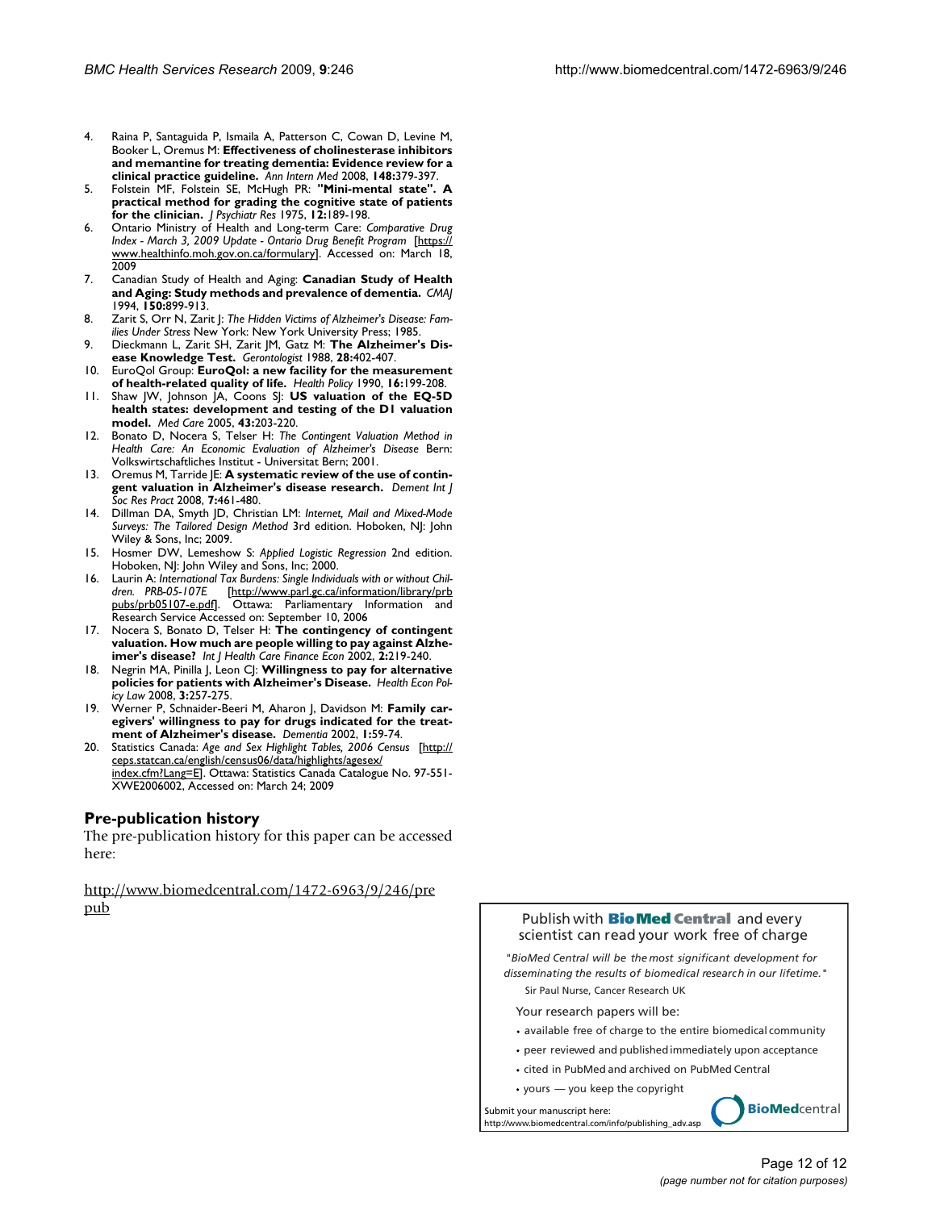4. Raina P, Santaguida P, Ismaila A, Patterson C, Cowan D, Levine M, Booker L, Oremus M: **Effectiveness of cholinesterase inhibitors and memantine for treating dementia: Evidence review for a clinical practice guideline.** *Ann Intern Med* 2008, **148:**379-397.
5. Folstein MF, Folstein SE, McHugh PR: **"Mini-mental state". A practical method for grading the cognitive state of patients for the clinician.** *J Psychiatr Res* 1975, **12:**189-198.
6. Ontario Ministry of Health and Long-term Care: *Comparative Drug Index - March 3, 2009 Update - Ontario Drug Benefit Program* [https://www.healthinfo.moh.gov.on.ca/formulary]. Accessed on: March 18, 2009
7. Canadian Study of Health and Aging: **Canadian Study of Health and Aging: Study methods and prevalence of dementia.** *CMAJ* 1994, **150:**899-913.
8. Zarit S, Orr N, Zarit J: *The Hidden Victims of Alzheimer's Disease: Families Under Stress* New York: New York University Press; 1985.
9. Dieckmann L, Zarit SH, Zarit JM, Gatz M: **The Alzheimer's Disease Knowledge Test.** *Gerontologist* 1988, **28:**402-407.
10. EuroQol Group: **EuroQol: a new facility for the measurement of health-related quality of life.** *Health Policy* 1990, **16:**199-208.
11. Shaw JW, Johnson JA, Coons SJ: **US valuation of the EQ-5D health states: development and testing of the D1 valuation model.** *Med Care* 2005, **43:**203-220.
12. Bonato D, Nocera S, Telser H: *The Contingent Valuation Method in Health Care: An Economic Evaluation of Alzheimer's Disease* Bern: Volkswirtschaftliches Institut - Universitat Bern; 2001.
13. Oremus M, Tarride JE: **A systematic review of the use of contingent valuation in Alzheimer's disease research.** *Dement Int J Soc Res Pract* 2008, **7:**461-480.
14. Dillman DA, Smyth JD, Christian LM: *Internet, Mail and Mixed-Mode Surveys: The Tailored Design Method* 3rd edition. Hoboken, NJ: John Wiley & Sons, Inc; 2009.
15. Hosmer DW, Lemeshow S: *Applied Logistic Regression* 2nd edition. Hoboken, NJ: John Wiley and Sons, Inc; 2000.
16. Laurin A: *International Tax Burdens: Single Individuals with or without Children. PRB-05-107E* [http://www.parl.gc.ca/information/library/prbpubs/prb05107-e.pdf]. Ottawa: Parliamentary Information and Research Service Accessed on: September 10, 2006
17. Nocera S, Bonato D, Telser H: **The contingency of contingent valuation. How much are people willing to pay against Alzheimer's disease?** *Int J Health Care Finance Econ* 2002, **2:**219-240.
18. Negrin MA, Pinilla J, Leon CJ: **Willingness to pay for alternative policies for patients with Alzheimer's Disease.** *Health Econ Policy Law* 2008, **3:**257-275.
19. Werner P, Schnaider-Beeri M, Aharon J, Davidson M: **Family caregivers' willingness to pay for drugs indicated for the treatment of Alzheimer's disease.** *Dementia* 2002, **1:**59-74.
20. Statistics Canada: *Age and Sex Highlight Tables, 2006 Census* [http://ceps.statcan.ca/english/census06/data/highlights/agesex/index.cfm?Lang=E]. Ottawa: Statistics Canada Catalogue No. 97-551-XWE2006002, Accessed on: March 24; 2009

## Pre-publication history

The pre-publication history for this paper can be accessed here:

http://www.biomedcentral.com/1472-6963/9/246/prepub

Publish with **BioMed Central** and every scientist can read your work free of charge

*"BioMed Central will be the most significant development for disseminating the results of biomedical research in our lifetime."*
Sir Paul Nurse, Cancer Research UK

Your research papers will be:

- available free of charge to the entire biomedical community
- peer reviewed and published immediately upon acceptance
- cited in PubMed and archived on PubMed Central
- yours — you keep the copyright

Submit your manuscript here:
http://www.biomedcentral.com/info/publishing_adv.asp

**BioMed**central